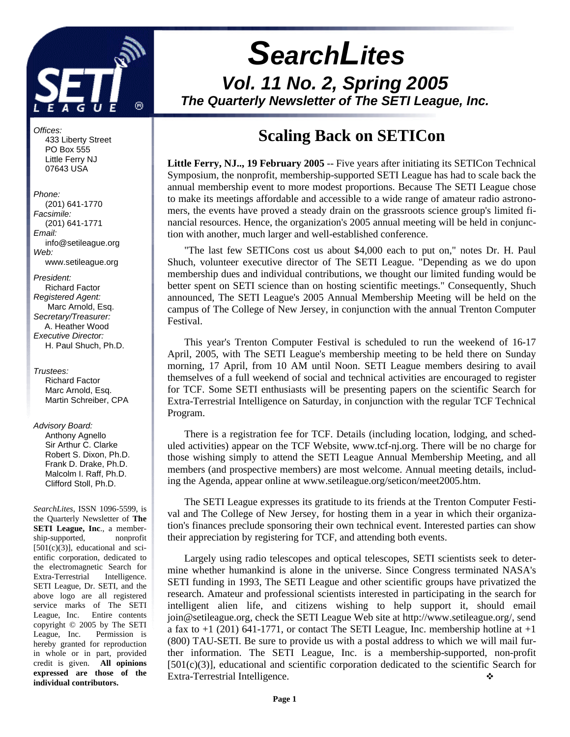# SearchLites

## Vol. 11 No. 2, Spring 2005

### The Quarterly Newsletter of The SETI League, Inc.

*Offices:*
433 Liberty Street
PO Box 555
Little Ferry NJ
07643 USA

*Phone:*
(201) 641-1770
*Facsimile:*
(201) 641-1771
*Email:*
info@setileague.org
*Web:*
www.setileague.org

*President:*
Richard Factor
*Registered Agent:*
Marc Arnold, Esq.
*Secretary/Treasurer:*
A. Heather Wood
*Executive Director:*
H. Paul Shuch, Ph.D.

*Trustees:*
Richard Factor
Marc Arnold, Esq.
Martin Schreiber, CPA

*Advisory Board:*
Anthony Agnello
Sir Arthur C. Clarke
Robert S. Dixon, Ph.D.
Frank D. Drake, Ph.D.
Malcolm I. Raff, Ph.D.
Clifford Stoll, Ph.D.

*SearchLites*, ISSN 1096-5599, is the Quarterly Newsletter of **The SETI League, Inc**., a membership-supported, nonprofit [501(c)(3)], educational and scientific corporation, dedicated to the electromagnetic Search for Extra-Terrestrial Intelligence. SETI League, Dr. SETI, and the above logo are all registered service marks of The SETI League, Inc. Entire contents copyright © 2005 by The SETI League, Inc. Permission is hereby granted for reproduction in whole or in part, provided credit is given. **All opinions expressed are those of the individual contributors.**

## Scaling Back on SETICon

**Little Ferry, NJ.., 19 February 2005** -- Five years after initiating its SETICon Technical Symposium, the nonprofit, membership-supported SETI League has had to scale back the annual membership event to more modest proportions. Because The SETI League chose to make its meetings affordable and accessible to a wide range of amateur radio astronomers, the events have proved a steady drain on the grassroots science group's limited financial resources. Hence, the organization's 2005 annual meeting will be held in conjunction with another, much larger and well-established conference.

"The last few SETICons cost us about $4,000 each to put on," notes Dr. H. Paul Shuch, volunteer executive director of The SETI League. "Depending as we do upon membership dues and individual contributions, we thought our limited funding would be better spent on SETI science than on hosting scientific meetings." Consequently, Shuch announced, The SETI League's 2005 Annual Membership Meeting will be held on the campus of The College of New Jersey, in conjunction with the annual Trenton Computer Festival.

This year's Trenton Computer Festival is scheduled to run the weekend of 16-17 April, 2005, with The SETI League's membership meeting to be held there on Sunday morning, 17 April, from 10 AM until Noon. SETI League members desiring to avail themselves of a full weekend of social and technical activities are encouraged to register for TCF. Some SETI enthusiasts will be presenting papers on the scientific Search for Extra-Terrestrial Intelligence on Saturday, in conjunction with the regular TCF Technical Program.

There is a registration fee for TCF. Details (including location, lodging, and scheduled activities) appear on the TCF Website, www.tcf-nj.org. There will be no charge for those wishing simply to attend the SETI League Annual Membership Meeting, and all members (and prospective members) are most welcome. Annual meeting details, including the Agenda, appear online at www.setileague.org/seticon/meet2005.htm.

The SETI League expresses its gratitude to its friends at the Trenton Computer Festival and The College of New Jersey, for hosting them in a year in which their organization's finances preclude sponsoring their own technical event. Interested parties can show their appreciation by registering for TCF, and attending both events.

Largely using radio telescopes and optical telescopes, SETI scientists seek to determine whether humankind is alone in the universe. Since Congress terminated NASA's SETI funding in 1993, The SETI League and other scientific groups have privatized the research. Amateur and professional scientists interested in participating in the search for intelligent alien life, and citizens wishing to help support it, should email join@setileague.org, check the SETI League Web site at http://www.setileague.org/, send a fax to +1 (201) 641-1771, or contact The SETI League, Inc. membership hotline at +1 (800) TAU-SETI. Be sure to provide us with a postal address to which we will mail further information. The SETI League, Inc. is a membership-supported, non-profit [501(c)(3)], educational and scientific corporation dedicated to the scientific Search for Extra-Terrestrial Intelligence. ❖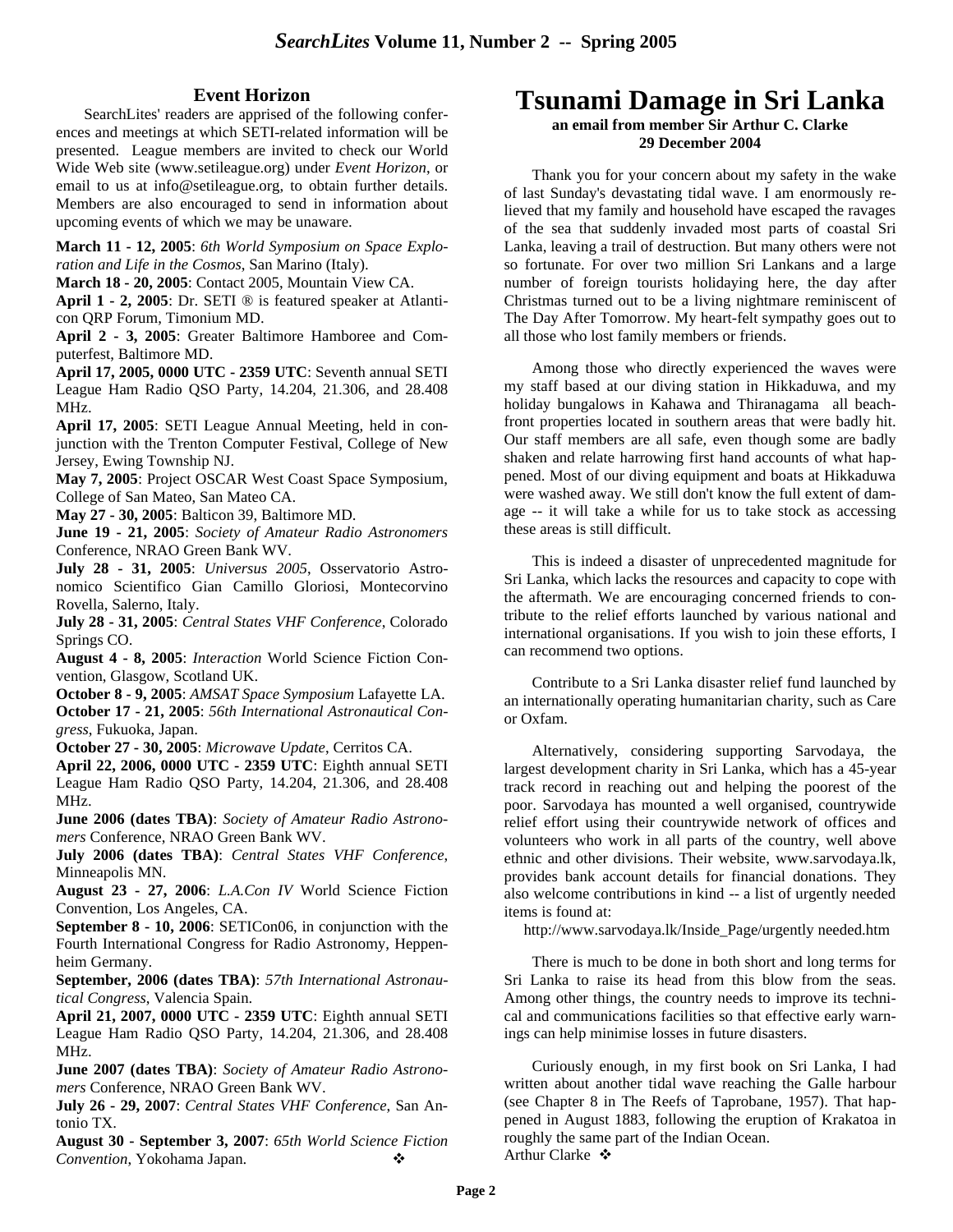## Event Horizon

SearchLites' readers are apprised of the following conferences and meetings at which SETI-related information will be presented. League members are invited to check our World Wide Web site (www.setileague.org) under *Event Horizon*, or email to us at info@setileague.org, to obtain further details. Members are also encouraged to send in information about upcoming events of which we may be unaware.

**March 11 - 12, 2005**: *6th World Symposium on Space Exploration and Life in the Cosmos*, San Marino (Italy).

**March 18 - 20, 2005**: Contact 2005, Mountain View CA.

**April 1 - 2, 2005**: Dr. SETI ® is featured speaker at Atlanticon QRP Forum, Timonium MD.

**April 2 - 3, 2005**: Greater Baltimore Hamboree and Computerfest, Baltimore MD.

**April 17, 2005, 0000 UTC - 2359 UTC**: Seventh annual SETI League Ham Radio QSO Party, 14.204, 21.306, and 28.408 MHz.

**April 17, 2005**: SETI League Annual Meeting, held in conjunction with the Trenton Computer Festival, College of New Jersey, Ewing Township NJ.

**May 7, 2005**: Project OSCAR West Coast Space Symposium, College of San Mateo, San Mateo CA.

**May 27 - 30, 2005**: Balticon 39, Baltimore MD.

**June 19 - 21, 2005**: *Society of Amateur Radio Astronomers* Conference, NRAO Green Bank WV.

**July 28 - 31, 2005**: *Universus 2005*, Osservatorio Astronomico Scientifico Gian Camillo Gloriosi, Montecorvino Rovella, Salerno, Italy.

**July 28 - 31, 2005**: *Central States VHF Conference*, Colorado Springs CO.

**August 4 - 8, 2005**: *Interaction* World Science Fiction Convention, Glasgow, Scotland UK.

**October 8 - 9, 2005**: *AMSAT Space Symposium* Lafayette LA.

**October 17 - 21, 2005**: *56th International Astronautical Congress*, Fukuoka, Japan.

**October 27 - 30, 2005**: *Microwave Update*, Cerritos CA.

**April 22, 2006, 0000 UTC - 2359 UTC**: Eighth annual SETI League Ham Radio QSO Party, 14.204, 21.306, and 28.408 MHz.

**June 2006 (dates TBA)**: *Society of Amateur Radio Astronomers* Conference, NRAO Green Bank WV.

**July 2006 (dates TBA)**: *Central States VHF Conference*, Minneapolis MN.

**August 23 - 27, 2006**: *L.A.Con IV* World Science Fiction Convention, Los Angeles, CA.

**September 8 - 10, 2006**: SETICon06, in conjunction with the Fourth International Congress for Radio Astronomy, Heppenheim Germany.

**September, 2006 (dates TBA)**: *57th International Astronautical Congress*, Valencia Spain.

**April 21, 2007, 0000 UTC - 2359 UTC**: Eighth annual SETI League Ham Radio QSO Party, 14.204, 21.306, and 28.408 MHz.

**June 2007 (dates TBA)**: *Society of Amateur Radio Astronomers* Conference, NRAO Green Bank WV.

**July 26 - 29, 2007**: *Central States VHF Conference*, San Antonio TX.

**August 30 - September 3, 2007**: *65th World Science Fiction Convention*, Yokohama Japan. ❖

# Tsunami Damage in Sri Lanka

**an email from member Sir Arthur C. Clarke**
**29 December 2004**

Thank you for your concern about my safety in the wake of last Sunday's devastating tidal wave. I am enormously relieved that my family and household have escaped the ravages of the sea that suddenly invaded most parts of coastal Sri Lanka, leaving a trail of destruction. But many others were not so fortunate. For over two million Sri Lankans and a large number of foreign tourists holidaying here, the day after Christmas turned out to be a living nightmare reminiscent of The Day After Tomorrow. My heart-felt sympathy goes out to all those who lost family members or friends.

Among those who directly experienced the waves were my staff based at our diving station in Hikkaduwa, and my holiday bungalows in Kahawa and Thiranagama all beachfront properties located in southern areas that were badly hit. Our staff members are all safe, even though some are badly shaken and relate harrowing first hand accounts of what happened. Most of our diving equipment and boats at Hikkaduwa were washed away. We still don't know the full extent of damage -- it will take a while for us to take stock as accessing these areas is still difficult.

This is indeed a disaster of unprecedented magnitude for Sri Lanka, which lacks the resources and capacity to cope with the aftermath. We are encouraging concerned friends to contribute to the relief efforts launched by various national and international organisations. If you wish to join these efforts, I can recommend two options.

Contribute to a Sri Lanka disaster relief fund launched by an internationally operating humanitarian charity, such as Care or Oxfam.

Alternatively, considering supporting Sarvodaya, the largest development charity in Sri Lanka, which has a 45-year track record in reaching out and helping the poorest of the poor. Sarvodaya has mounted a well organised, countrywide relief effort using their countrywide network of offices and volunteers who work in all parts of the country, well above ethnic and other divisions. Their website, www.sarvodaya.lk, provides bank account details for financial donations. They also welcome contributions in kind -- a list of urgently needed items is found at:

http://www.sarvodaya.lk/Inside_Page/urgently needed.htm

There is much to be done in both short and long terms for Sri Lanka to raise its head from this blow from the seas. Among other things, the country needs to improve its technical and communications facilities so that effective early warnings can help minimise losses in future disasters.

Curiously enough, in my first book on Sri Lanka, I had written about another tidal wave reaching the Galle harbour (see Chapter 8 in The Reefs of Taprobane, 1957). That happened in August 1883, following the eruption of Krakatoa in roughly the same part of the Indian Ocean.
Arthur Clarke ❖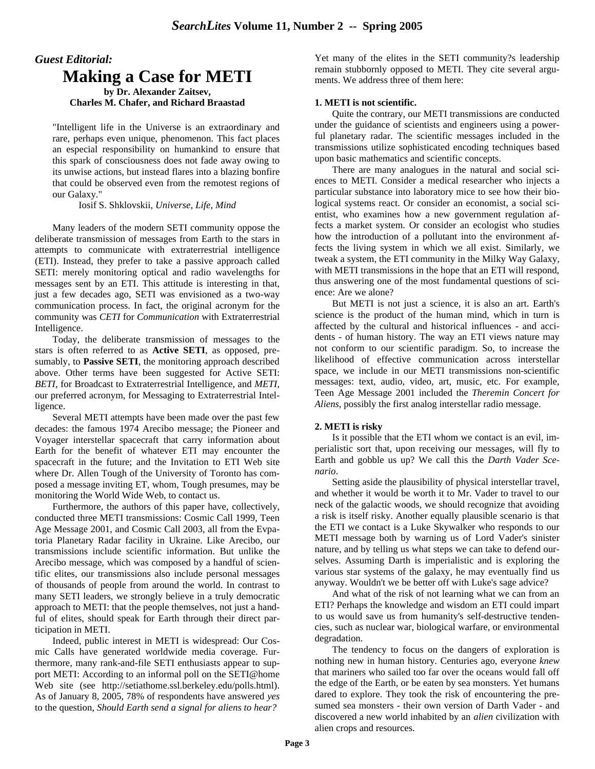## *Guest Editorial:*

# Making a Case for METI

**by Dr. Alexander Zaitsev, Charles M. Chafer, and Richard Braastad**

> "Intelligent life in the Universe is an extraordinary and rare, perhaps even unique, phenomenon. This fact places an especial responsibility on humankind to ensure that this spark of consciousness does not fade away owing to its unwise actions, but instead flares into a blazing bonfire that could be observed even from the remotest regions of our Galaxy."
>
> Iosif S. Shklovskii, *Universe, Life, Mind*

Many leaders of the modern SETI community oppose the deliberate transmission of messages from Earth to the stars in attempts to communicate with extraterrestrial intelligence (ETI). Instead, they prefer to take a passive approach called SETI: merely monitoring optical and radio wavelengths for messages sent by an ETI. This attitude is interesting in that, just a few decades ago, SETI was envisioned as a two-way communication process. In fact, the original acronym for the community was *CETI* for *Communication* with Extraterrestrial Intelligence.

Today, the deliberate transmission of messages to the stars is often referred to as **Active SETI**, as opposed, presumably, to **Passive SETI**, the monitoring approach described above. Other terms have been suggested for Active SETI: *BETI*, for Broadcast to Extraterrestrial Intelligence, and *METI*, our preferred acronym, for Messaging to Extraterrestrial Intelligence.

Several METI attempts have been made over the past few decades: the famous 1974 Arecibo message; the Pioneer and Voyager interstellar spacecraft that carry information about Earth for the benefit of whatever ETI may encounter the spacecraft in the future; and the Invitation to ETI Web site where Dr. Allen Tough of the University of Toronto has composed a message inviting ET, whom, Tough presumes, may be monitoring the World Wide Web, to contact us.

Furthermore, the authors of this paper have, collectively, conducted three METI transmissions: Cosmic Call 1999, Teen Age Message 2001, and Cosmic Call 2003, all from the Evpatoria Planetary Radar facility in Ukraine. Like Arecibo, our transmissions include scientific information. But unlike the Arecibo message, which was composed by a handful of scientific elites, our transmissions also include personal messages of thousands of people from around the world. In contrast to many SETI leaders, we strongly believe in a truly democratic approach to METI: that the people themselves, not just a handful of elites, should speak for Earth through their direct participation in METI.

Indeed, public interest in METI is widespread: Our Cosmic Calls have generated worldwide media coverage. Furthermore, many rank-and-file SETI enthusiasts appear to support METI: According to an informal poll on the SETI@home Web site (see http://setiathome.ssl.berkeley.edu/polls.html). As of January 8, 2005, 78% of respondents have answered *yes* to the question, *Should Earth send a signal for aliens to hear?*

Yet many of the elites in the SETI community?s leadership remain stubbornly opposed to METI. They cite several arguments. We address three of them here:

**1. METI is not scientific.**

Quite the contrary, our METI transmissions are conducted under the guidance of scientists and engineers using a powerful planetary radar. The scientific messages included in the transmissions utilize sophisticated encoding techniques based upon basic mathematics and scientific concepts.

There are many analogues in the natural and social sciences to METI. Consider a medical researcher who injects a particular substance into laboratory mice to see how their biological systems react. Or consider an economist, a social scientist, who examines how a new government regulation affects a market system. Or consider an ecologist who studies how the introduction of a pollutant into the environment affects the living system in which we all exist. Similarly, we tweak a system, the ETI community in the Milky Way Galaxy, with METI transmissions in the hope that an ETI will respond, thus answering one of the most fundamental questions of science: Are we alone?

But METI is not just a science, it is also an art. Earth's science is the product of the human mind, which in turn is affected by the cultural and historical influences - and accidents - of human history. The way an ETI views nature may not conform to our scientific paradigm. So, to increase the likelihood of effective communication across interstellar space, we include in our METI transmissions non-scientific messages: text, audio, video, art, music, etc. For example, Teen Age Message 2001 included the *Theremin Concert for Aliens*, possibly the first analog interstellar radio message.

**2. METI is risky**

Is it possible that the ETI whom we contact is an evil, imperialistic sort that, upon receiving our messages, will fly to Earth and gobble us up? We call this the *Darth Vader Scenario*.

Setting aside the plausibility of physical interstellar travel, and whether it would be worth it to Mr. Vader to travel to our neck of the galactic woods, we should recognize that avoiding a risk is itself risky. Another equally plausible scenario is that the ETI we contact is a Luke Skywalker who responds to our METI message both by warning us of Lord Vader's sinister nature, and by telling us what steps we can take to defend ourselves. Assuming Darth is imperialistic and is exploring the various star systems of the galaxy, he may eventually find us anyway. Wouldn't we be better off with Luke's sage advice?

And what of the risk of not learning what we can from an ETI? Perhaps the knowledge and wisdom an ETI could impart to us would save us from humanity's self-destructive tendencies, such as nuclear war, biological warfare, or environmental degradation.

The tendency to focus on the dangers of exploration is nothing new in human history. Centuries ago, everyone *knew* that mariners who sailed too far over the oceans would fall off the edge of the Earth, or be eaten by sea monsters. Yet humans dared to explore. They took the risk of encountering the presumed sea monsters - their own version of Darth Vader - and discovered a new world inhabited by an *alien* civilization with alien crops and resources.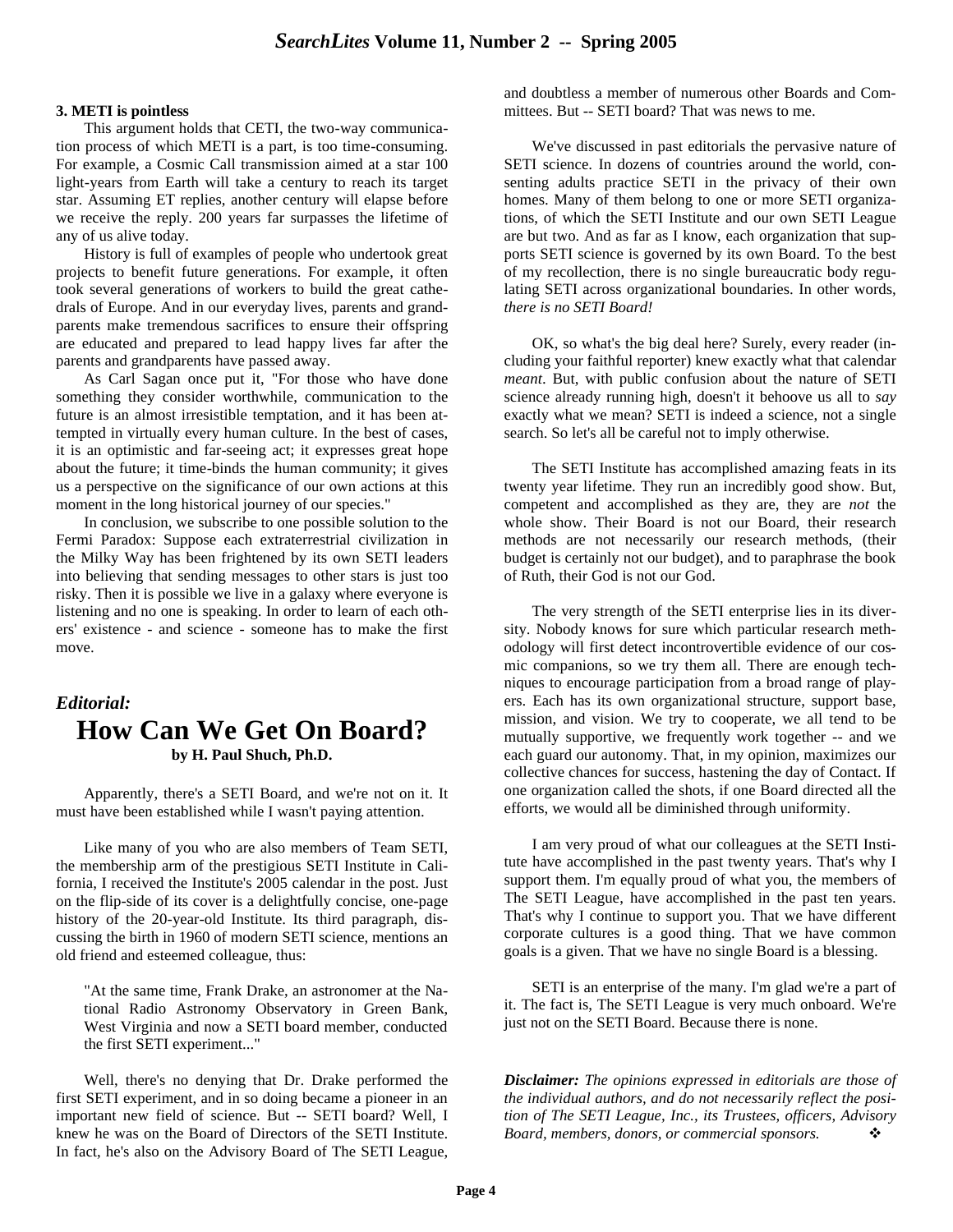**3. METI is pointless**

This argument holds that CETI, the two-way communication process of which METI is a part, is too time-consuming. For example, a Cosmic Call transmission aimed at a star 100 light-years from Earth will take a century to reach its target star. Assuming ET replies, another century will elapse before we receive the reply. 200 years far surpasses the lifetime of any of us alive today.

History is full of examples of people who undertook great projects to benefit future generations. For example, it often took several generations of workers to build the great cathedrals of Europe. And in our everyday lives, parents and grandparents make tremendous sacrifices to ensure their offspring are educated and prepared to lead happy lives far after the parents and grandparents have passed away.

As Carl Sagan once put it, "For those who have done something they consider worthwhile, communication to the future is an almost irresistible temptation, and it has been attempted in virtually every human culture. In the best of cases, it is an optimistic and far-seeing act; it expresses great hope about the future; it time-binds the human community; it gives us a perspective on the significance of our own actions at this moment in the long historical journey of our species."

In conclusion, we subscribe to one possible solution to the Fermi Paradox: Suppose each extraterrestrial civilization in the Milky Way has been frightened by its own SETI leaders into believing that sending messages to other stars is just too risky. Then it is possible we live in a galaxy where everyone is listening and no one is speaking. In order to learn of each others' existence - and science - someone has to make the first move.

## *Editorial:*

# How Can We Get On Board?

**by H. Paul Shuch, Ph.D.**

Apparently, there's a SETI Board, and we're not on it. It must have been established while I wasn't paying attention.

Like many of you who are also members of Team SETI, the membership arm of the prestigious SETI Institute in California, I received the Institute's 2005 calendar in the post. Just on the flip-side of its cover is a delightfully concise, one-page history of the 20-year-old Institute. Its third paragraph, discussing the birth in 1960 of modern SETI science, mentions an old friend and esteemed colleague, thus:

> "At the same time, Frank Drake, an astronomer at the National Radio Astronomy Observatory in Green Bank, West Virginia and now a SETI board member, conducted the first SETI experiment..."

Well, there's no denying that Dr. Drake performed the first SETI experiment, and in so doing became a pioneer in an important new field of science. But -- SETI board? Well, I knew he was on the Board of Directors of the SETI Institute. In fact, he's also on the Advisory Board of The SETI League, and doubtless a member of numerous other Boards and Committees. But -- SETI board? That was news to me.

We've discussed in past editorials the pervasive nature of SETI science. In dozens of countries around the world, consenting adults practice SETI in the privacy of their own homes. Many of them belong to one or more SETI organizations, of which the SETI Institute and our own SETI League are but two. And as far as I know, each organization that supports SETI science is governed by its own Board. To the best of my recollection, there is no single bureaucratic body regulating SETI across organizational boundaries. In other words, *there is no SETI Board!*

OK, so what's the big deal here? Surely, every reader (including your faithful reporter) knew exactly what that calendar *meant*. But, with public confusion about the nature of SETI science already running high, doesn't it behoove us all to *say* exactly what we mean? SETI is indeed a science, not a single search. So let's all be careful not to imply otherwise.

The SETI Institute has accomplished amazing feats in its twenty year lifetime. They run an incredibly good show. But, competent and accomplished as they are, they are *not* the whole show. Their Board is not our Board, their research methods are not necessarily our research methods, (their budget is certainly not our budget), and to paraphrase the book of Ruth, their God is not our God.

The very strength of the SETI enterprise lies in its diversity. Nobody knows for sure which particular research methodology will first detect incontrovertible evidence of our cosmic companions, so we try them all. There are enough techniques to encourage participation from a broad range of players. Each has its own organizational structure, support base, mission, and vision. We try to cooperate, we all tend to be mutually supportive, we frequently work together -- and we each guard our autonomy. That, in my opinion, maximizes our collective chances for success, hastening the day of Contact. If one organization called the shots, if one Board directed all the efforts, we would all be diminished through uniformity.

I am very proud of what our colleagues at the SETI Institute have accomplished in the past twenty years. That's why I support them. I'm equally proud of what you, the members of The SETI League, have accomplished in the past ten years. That's why I continue to support you. That we have different corporate cultures is a good thing. That we have common goals is a given. That we have no single Board is a blessing.

SETI is an enterprise of the many. I'm glad we're a part of it. The fact is, The SETI League is very much onboard. We're just not on the SETI Board. Because there is none.

***Disclaimer:*** *The opinions expressed in editorials are those of the individual authors, and do not necessarily reflect the position of The SETI League, Inc., its Trustees, officers, Advisory Board, members, donors, or commercial sponsors.* ❖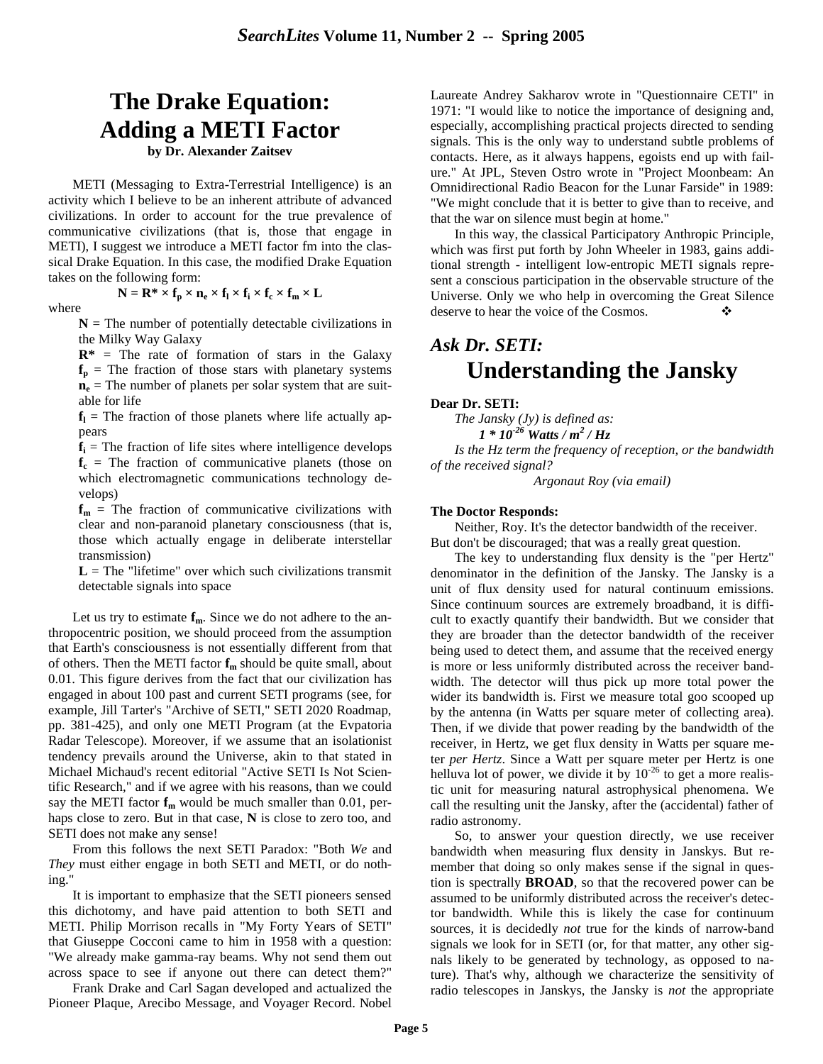# The Drake Equation: Adding a METI Factor

**by Dr. Alexander Zaitsev**

METI (Messaging to Extra-Terrestrial Intelligence) is an activity which I believe to be an inherent attribute of advanced civilizations. In order to account for the true prevalence of communicative civilizations (that is, those that engage in METI), I suggest we introduce a METI factor fm into the classical Drake Equation. In this case, the modified Drake Equation takes on the following form:

$$N = R^* \times f_p \times n_e \times f_l \times f_i \times f_c \times f_m \times L$$

where

- **N** = The number of potentially detectable civilizations in the Milky Way Galaxy
- $R^*$ = The rate of formation of stars in the Galaxy
- $f_p$ = The fraction of those stars with planetary systems
- $n_e$ = The number of planets per solar system that are suitable for life
- $f_l$ = The fraction of those planets where life actually appears
- $f_i$ = The fraction of life sites where intelligence develops
- $f_c$ = The fraction of communicative planets (those on which electromagnetic communications technology develops)
- $f_m$ = The fraction of communicative civilizations with clear and non-paranoid planetary consciousness (that is, those which actually engage in deliberate interstellar transmission)
- **L** = The "lifetime" over which such civilizations transmit detectable signals into space

Let us try to estimate $f_m$. Since we do not adhere to the anthropocentric position, we should proceed from the assumption that Earth's consciousness is not essentially different from that of others. Then the METI factor $f_m$ should be quite small, about 0.01. This figure derives from the fact that our civilization has engaged in about 100 past and current SETI programs (see, for example, Jill Tarter's "Archive of SETI," SETI 2020 Roadmap, pp. 381-425), and only one METI Program (at the Evpatoria Radar Telescope). Moreover, if we assume that an isolationist tendency prevails around the Universe, akin to that stated in Michael Michaud's recent editorial "Active SETI Is Not Scientific Research," and if we agree with his reasons, than we could say the METI factor $f_m$ would be much smaller than 0.01, perhaps close to zero. But in that case, **N** is close to zero too, and SETI does not make any sense!

From this follows the next SETI Paradox: "Both *We* and *They* must either engage in both SETI and METI, or do nothing."

It is important to emphasize that the SETI pioneers sensed this dichotomy, and have paid attention to both SETI and METI. Philip Morrison recalls in "My Forty Years of SETI" that Giuseppe Cocconi came to him in 1958 with a question: "We already make gamma-ray beams. Why not send them out across space to see if anyone out there can detect them?"

Frank Drake and Carl Sagan developed and actualized the Pioneer Plaque, Arecibo Message, and Voyager Record. Nobel Laureate Andrey Sakharov wrote in "Questionnaire CETI" in 1971: "I would like to notice the importance of designing and, especially, accomplishing practical projects directed to sending signals. This is the only way to understand subtle problems of contacts. Here, as it always happens, egoists end up with failure." At JPL, Steven Ostro wrote in "Project Moonbeam: An Omnidirectional Radio Beacon for the Lunar Farside" in 1989: "We might conclude that it is better to give than to receive, and that the war on silence must begin at home."

In this way, the classical Participatory Anthropic Principle, which was first put forth by John Wheeler in 1983, gains additional strength - intelligent low-entropic METI signals represent a conscious participation in the observable structure of the Universe. Only we who help in overcoming the Great Silence deserve to hear the voice of the Cosmos. ❖

## *Ask Dr. SETI:* Understanding the Jansky

**Dear Dr. SETI:**

*The Jansky (Jy) is defined as:*

$$1 * 10^{-26} \text{ Watts} / m^2 / Hz$$

*Is the Hz term the frequency of reception, or the bandwidth of the received signal?*

*Argonaut Roy (via email)*

**The Doctor Responds:**

Neither, Roy. It's the detector bandwidth of the receiver. But don't be discouraged; that was a really great question.

The key to understanding flux density is the "per Hertz" denominator in the definition of the Jansky. The Jansky is a unit of flux density used for natural continuum emissions. Since continuum sources are extremely broadband, it is difficult to exactly quantify their bandwidth. But we consider that they are broader than the detector bandwidth of the receiver being used to detect them, and assume that the received energy is more or less uniformly distributed across the receiver bandwidth. The detector will thus pick up more total power the wider its bandwidth is. First we measure total goo scooped up by the antenna (in Watts per square meter of collecting area). Then, if we divide that power reading by the bandwidth of the receiver, in Hertz, we get flux density in Watts per square meter *per Hertz*. Since a Watt per square meter per Hertz is one helluva lot of power, we divide it by $10^{-26}$ to get a more realistic unit for measuring natural astrophysical phenomena. We call the resulting unit the Jansky, after the (accidental) father of radio astronomy.

So, to answer your question directly, we use receiver bandwidth when measuring flux density in Janskys. But remember that doing so only makes sense if the signal in question is spectrally **BROAD**, so that the recovered power can be assumed to be uniformly distributed across the receiver's detector bandwidth. While this is likely the case for continuum sources, it is decidedly *not* true for the kinds of narrow-band signals we look for in SETI (or, for that matter, any other signals likely to be generated by technology, as opposed to nature). That's why, although we characterize the sensitivity of radio telescopes in Janskys, the Jansky is *not* the appropriate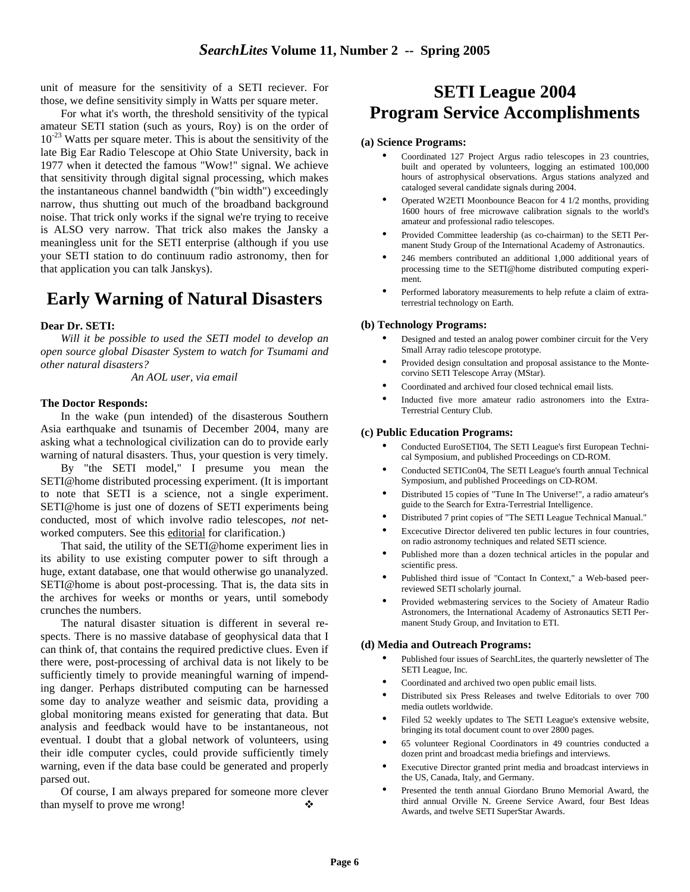unit of measure for the sensitivity of a SETI reciever. For those, we define sensitivity simply in Watts per square meter.

For what it's worth, the threshold sensitivity of the typical amateur SETI station (such as yours, Roy) is on the order of $10^{-23}$ Watts per square meter. This is about the sensitivity of the late Big Ear Radio Telescope at Ohio State University, back in 1977 when it detected the famous "Wow!" signal. We achieve that sensitivity through digital signal processing, which makes the instantaneous channel bandwidth ("bin width") exceedingly narrow, thus shutting out much of the broadband background noise. That trick only works if the signal we're trying to receive is ALSO very narrow. That trick also makes the Jansky a meaningless unit for the SETI enterprise (although if you use your SETI station to do continuum radio astronomy, then for that application you can talk Janskys).

# Early Warning of Natural Disasters

**Dear Dr. SETI:**

*Will it be possible to used the SETI model to develop an open source global Disaster System to watch for Tsumami and other natural disasters?*

*An AOL user, via email*

**The Doctor Responds:**

In the wake (pun intended) of the disasterous Southern Asia earthquake and tsunamis of December 2004, many are asking what a technological civilization can do to provide early warning of natural disasters. Thus, your question is very timely.

By "the SETI model," I presume you mean the SETI@home distributed processing experiment. (It is important to note that SETI is a science, not a single experiment. SETI@home is just one of dozens of SETI experiments being conducted, most of which involve radio telescopes, *not* networked computers. See this editorial for clarification.)

That said, the utility of the SETI@home experiment lies in its ability to use existing computer power to sift through a huge, extant database, one that would otherwise go unanalyzed. SETI@home is about post-processing. That is, the data sits in the archives for weeks or months or years, until somebody crunches the numbers.

The natural disaster situation is different in several respects. There is no massive database of geophysical data that I can think of, that contains the required predictive clues. Even if there were, post-processing of archival data is not likely to be sufficiently timely to provide meaningful warning of impending danger. Perhaps distributed computing can be harnessed some day to analyze weather and seismic data, providing a global monitoring means existed for generating that data. But analysis and feedback would have to be instantaneous, not eventual. I doubt that a global network of volunteers, using their idle computer cycles, could provide sufficiently timely warning, even if the data base could be generated and properly parsed out.

Of course, I am always prepared for someone more clever than myself to prove me wrong! ❖

# SETI League 2004 Program Service Accomplishments

**(a) Science Programs:**

- Coordinated 127 Project Argus radio telescopes in 23 countries, built and operated by volunteers, logging an estimated 100,000 hours of astrophysical observations. Argus stations analyzed and cataloged several candidate signals during 2004.
- Operated W2ETI Moonbounce Beacon for 4 1/2 months, providing 1600 hours of free microwave calibration signals to the world's amateur and professional radio telescopes.
- Provided Committee leadership (as co-chairman) to the SETI Permanent Study Group of the International Academy of Astronautics.
- 246 members contributed an additional 1,000 additional years of processing time to the SETI@home distributed computing experiment.
- Performed laboratory measurements to help refute a claim of extraterrestrial technology on Earth.

**(b) Technology Programs:**

- Designed and tested an analog power combiner circuit for the Very Small Array radio telescope prototype.
- Provided design consultation and proposal assistance to the Montecorvino SETI Telescope Array (MStar).
- Coordinated and archived four closed technical email lists.
- Inducted five more amateur radio astronomers into the Extra-Terrestrial Century Club.

**(c) Public Education Programs:**

- Conducted EuroSETI04, The SETI League's first European Technical Symposium, and published Proceedings on CD-ROM.
- Conducted SETICon04, The SETI League's fourth annual Technical Symposium, and published Proceedings on CD-ROM.
- Distributed 15 copies of "Tune In The Universe!", a radio amateur's guide to the Search for Extra-Terrestrial Intelligence.
- Distributed 7 print copies of "The SETI League Technical Manual."
- Excecutive Director delivered ten public lectures in four countries, on radio astronomy techniques and related SETI science.
- Published more than a dozen technical articles in the popular and scientific press.
- Published third issue of "Contact In Context," a Web-based peer-reviewed SETI scholarly journal.
- Provided webmastering services to the Society of Amateur Radio Astronomers, the International Academy of Astronautics SETI Permanent Study Group, and Invitation to ETI.

**(d) Media and Outreach Programs:**

- Published four issues of SearchLites, the quarterly newsletter of The SETI League, Inc.
- Coordinated and archived two open public email lists.
- Distributed six Press Releases and twelve Editorials to over 700 media outlets worldwide.
- Filed 52 weekly updates to The SETI League's extensive website, bringing its total document count to over 2800 pages.
- 65 volunteer Regional Coordinators in 49 countries conducted a dozen print and broadcast media briefings and interviews.
- Executive Director granted print media and broadcast interviews in the US, Canada, Italy, and Germany.
- Presented the tenth annual Giordano Bruno Memorial Award, the third annual Orville N. Greene Service Award, four Best Ideas Awards, and twelve SETI SuperStar Awards.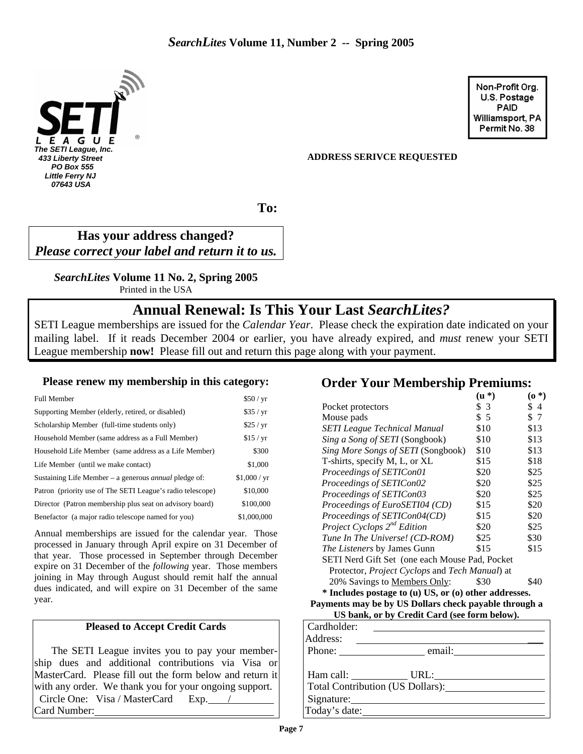*SearchLites* **Volume 11, Number 2 -- Spring 2005**

*The SETI League, Inc.*
*433 Liberty Street*
*PO Box 555*
*Little Ferry NJ*
*07643 USA*

Non-Profit Org.
U.S. Postage
PAID
Williamsport, PA
Permit No. 38

**ADDRESS SERIVCE REQUESTED**

**To:**

**Has your address changed?**
***Please correct your label and return it to us.***

***SearchLites* Volume 11 No. 2, Spring 2005**
Printed in the USA

## Annual Renewal: Is This Your Last *SearchLites?*

SETI League memberships are issued for the *Calendar Year*. Please check the expiration date indicated on your mailing label. If it reads December 2004 or earlier, you have already expired, and *must* renew your SETI League membership **now!** Please fill out and return this page along with your payment.

### Please renew my membership in this category:

| | |
|---|---|
| Full Member | $50 / yr |
| Supporting Member (elderly, retired, or disabled) | $35 / yr |
| Scholarship Member (full-time students only) | $25 / yr |
| Household Member (same address as a Full Member) | $15 / yr |
| Household Life Member (same address as a Life Member) | $300 |
| Life Member (until we make contact) | $1,000 |
| Sustaining Life Member – a generous *annual* pledge of: | $1,000 / yr |
| Patron (priority use of The SETI League's radio telescope) | $10,000 |
| Director (Patron membership plus seat on advisory board) | $100,000 |
| Benefactor (a major radio telescope named for you) | $1,000,000 |

Annual memberships are issued for the calendar year. Those processed in January through April expire on 31 December of that year. Those processed in September through December expire on 31 December of the *following* year. Those members joining in May through August should remit half the annual dues indicated, and will expire on 31 December of the same year.

**Pleased to Accept Credit Cards**

The SETI League invites you to pay your membership dues and additional contributions via Visa or MasterCard. Please fill out the form below and return it with any order. We thank you for your ongoing support.

Circle One: Visa / MasterCard Exp. ____/________

Card Number: ______________________________

### Order Your Membership Premiums:

| | (u *) | (o *) |
|---|---|---|
| Pocket protectors | $ 3 | $ 4 |
| Mouse pads | $ 5 | $ 7 |
| *SETI League Technical Manual* | $10 | $13 |
| *Sing a Song of SETI* (Songbook) | $10 | $13 |
| *Sing More Songs of SETI* (Songbook) | $10 | $13 |
| T-shirts, specify M, L, or XL | $15 | $18 |
| *Proceedings of SETICon01* | $20 | $25 |
| *Proceedings of SETICon02* | $20 | $25 |
| *Proceedings of SETICon03* | $20 | $25 |
| *Proceedings of EuroSETI04 (CD)* | $15 | $20 |
| *Proceedings of SETICon04(CD)* | $15 | $20 |
| *Project Cyclops 2nd Edition* | $20 | $25 |
| *Tune In The Universe! (CD-ROM)* | $25 | $30 |
| *The Listeners* by James Gunn | $15 | $15 |
| SETI Nerd Gift Set (one each Mouse Pad, Pocket Protector, *Project Cyclops* and *Tech Manual*) at 20% Savings to Members Only: | $30 | $40 |

**\* Includes postage to (u) US, or (o) other addresses.**

**Payments may be by US Dollars check payable through a US bank, or by Credit Card (see form below).**

Cardholder: ______________________________
Address: ______________________________
Phone: ______________ email: ______________

Ham call: __________ URL: ______________
Total Contribution (US Dollars): ______________
Signature: ______________________________
Today's date: ______________________________